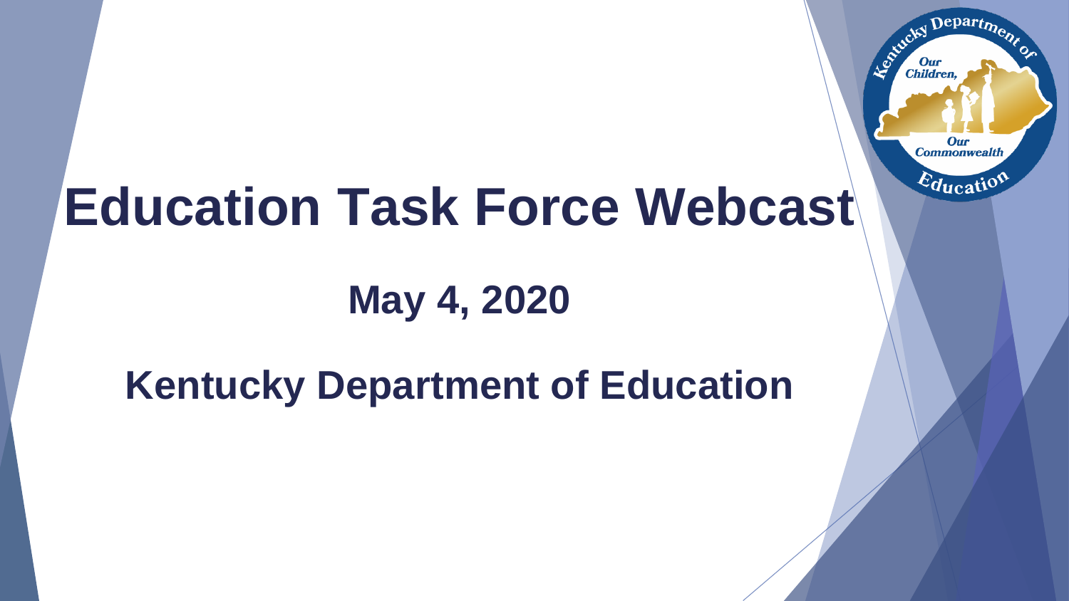# Education Task Force Webcast

## May 4, 2020

## Kentucky Department of Education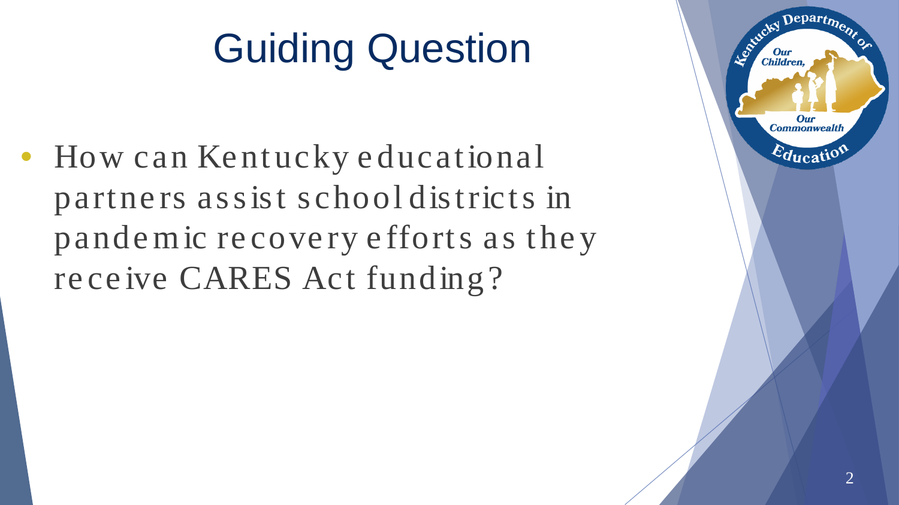# Guiding Question

- How can Kentucky educational partners assist school districts in pandemic recovery efforts as they receive CARES Act funding?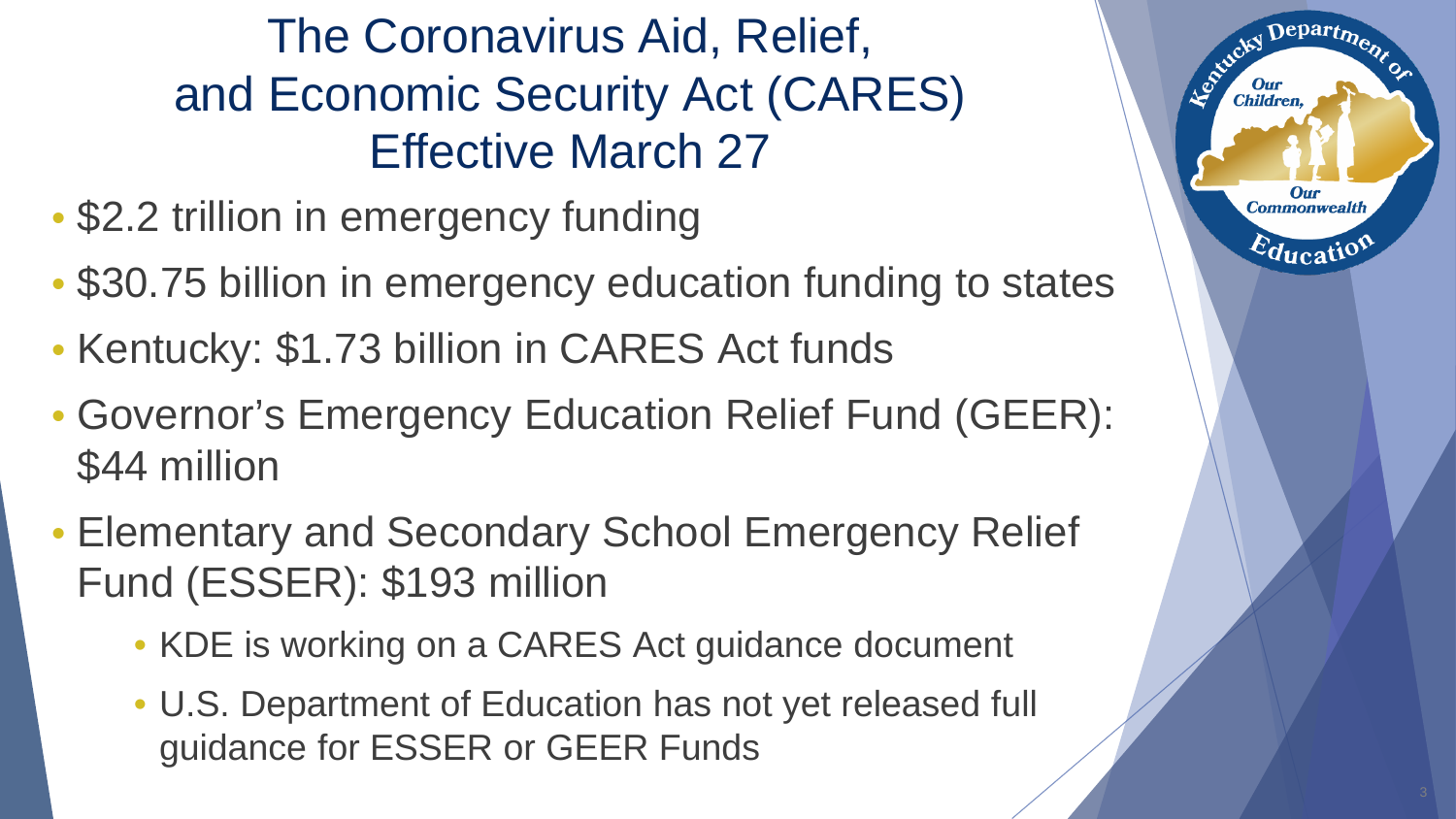# The Coronavirus Aid, Relief, and Economic Security Act (CARES) Effective March 27

- $2.2 trillion in emergency funding
- $30.75 billion in emergency education funding to states
- Kentucky: $1.73 billion in CARES Act funds
- Governor's Emergency Education Relief Fund (GEER): $44 million
- Elementary and Secondary School Emergency Relief Fund (ESSER): $193 million
  - KDE is working on a CARES Act guidance document
  - U.S. Department of Education has not yet released full guidance for ESSER or GEER Funds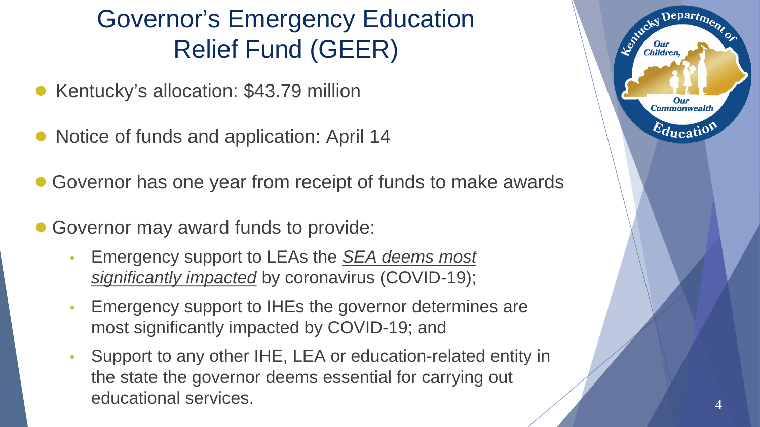# Governor's Emergency Education Relief Fund (GEER)

- Kentucky's allocation: $43.79 million
- Notice of funds and application: April 14
- Governor has one year from receipt of funds to make awards
- Governor may award funds to provide:
  - Emergency support to LEAs the <u>*SEA deems most significantly impacted*</u> by coronavirus (COVID-19);
  - Emergency support to IHEs the governor determines are most significantly impacted by COVID-19; and
  - Support to any other IHE, LEA or education-related entity in the state the governor deems essential for carrying out educational services.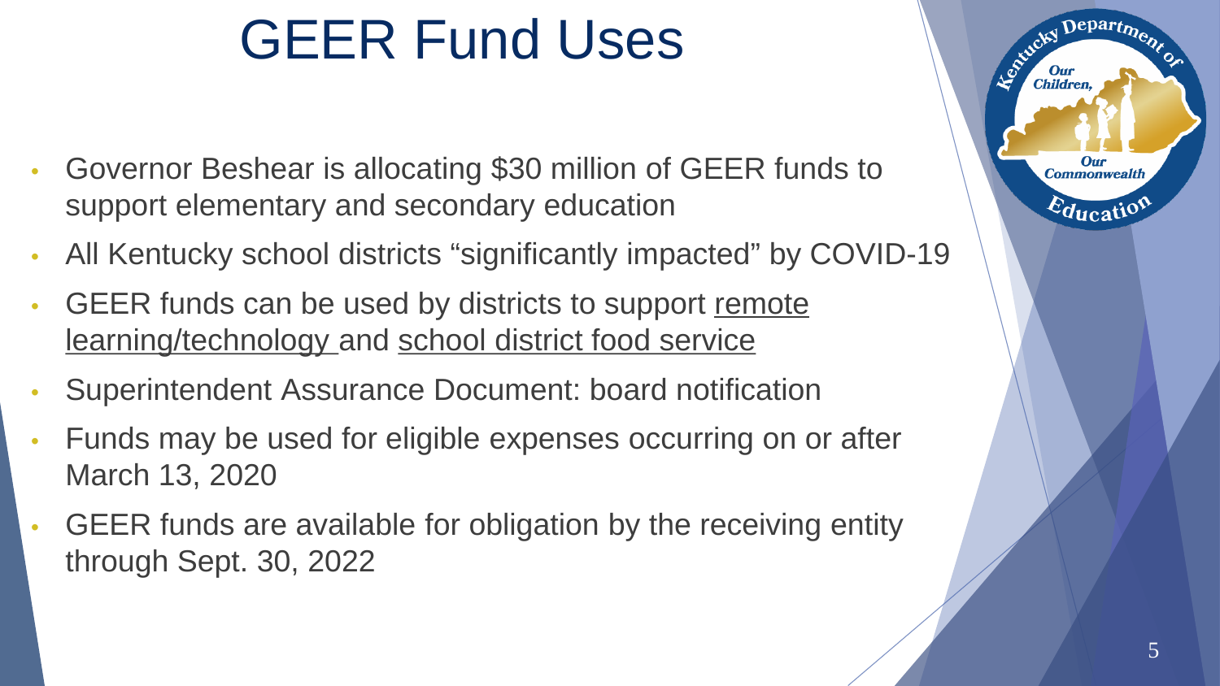# GEER Fund Uses

- Governor Beshear is allocating $30 million of GEER funds to support elementary and secondary education
- All Kentucky school districts "significantly impacted" by COVID-19
- GEER funds can be used by districts to support <u>remote learning/technology</u> and <u>school district food service</u>
- Superintendent Assurance Document: board notification
- Funds may be used for eligible expenses occurring on or after March 13, 2020
- GEER funds are available for obligation by the receiving entity through Sept. 30, 2022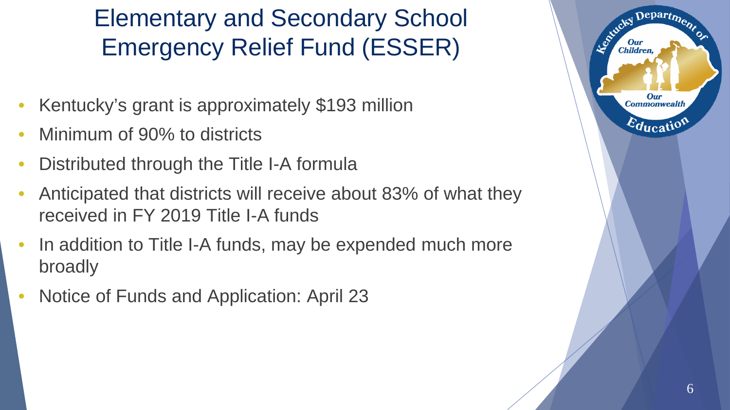# Elementary and Secondary School Emergency Relief Fund (ESSER)

- Kentucky's grant is approximately $193 million
- Minimum of 90% to districts
- Distributed through the Title I-A formula
- Anticipated that districts will receive about 83% of what they received in FY 2019 Title I-A funds
- In addition to Title I-A funds, may be expended much more broadly
- Notice of Funds and Application: April 23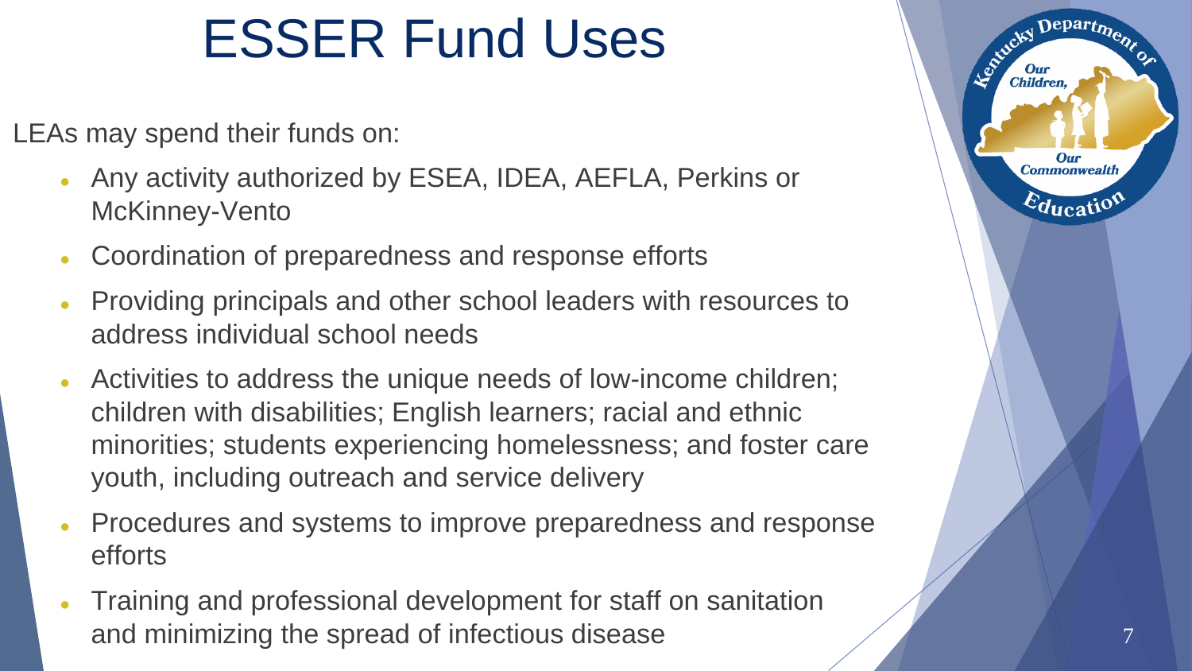# ESSER Fund Uses

LEAs may spend their funds on:

- Any activity authorized by ESEA, IDEA, AEFLA, Perkins or McKinney-Vento
- Coordination of preparedness and response efforts
- Providing principals and other school leaders with resources to address individual school needs
- Activities to address the unique needs of low-income children; children with disabilities; English learners; racial and ethnic minorities; students experiencing homelessness; and foster care youth, including outreach and service delivery
- Procedures and systems to improve preparedness and response efforts
- Training and professional development for staff on sanitation and minimizing the spread of infectious disease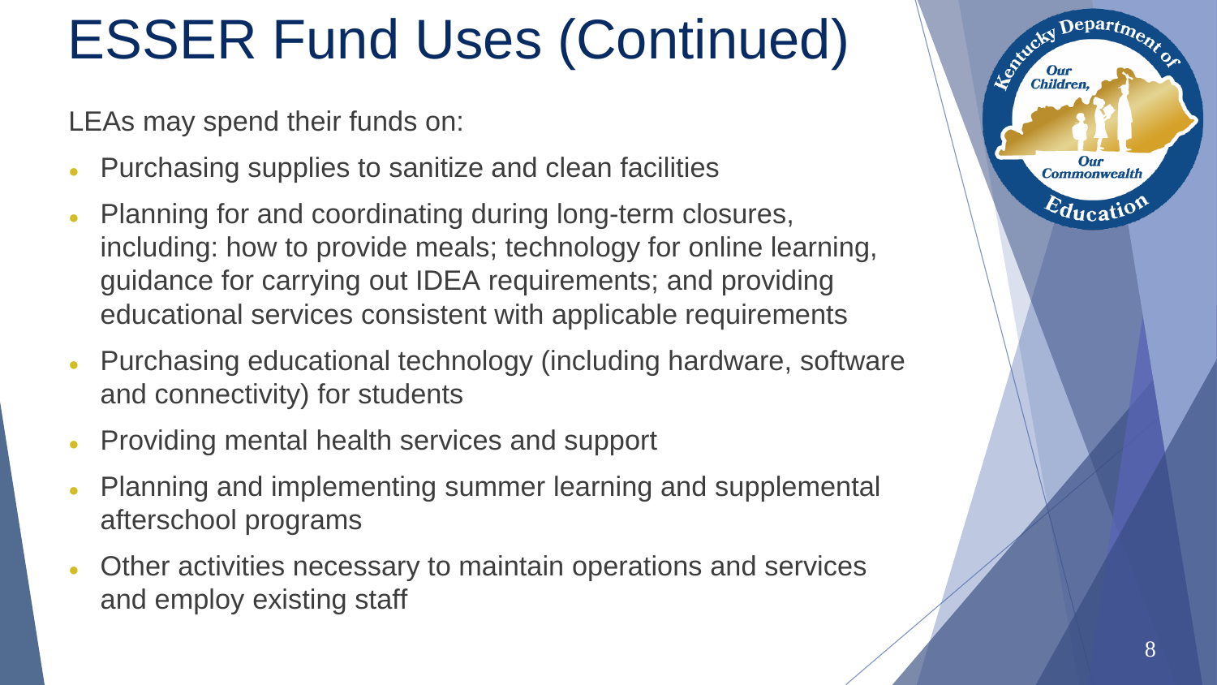# ESSER Fund Uses (Continued)

LEAs may spend their funds on:

- Purchasing supplies to sanitize and clean facilities
- Planning for and coordinating during long-term closures, including: how to provide meals; technology for online learning, guidance for carrying out IDEA requirements; and providing educational services consistent with applicable requirements
- Purchasing educational technology (including hardware, software and connectivity) for students
- Providing mental health services and support
- Planning and implementing summer learning and supplemental afterschool programs
- Other activities necessary to maintain operations and services and employ existing staff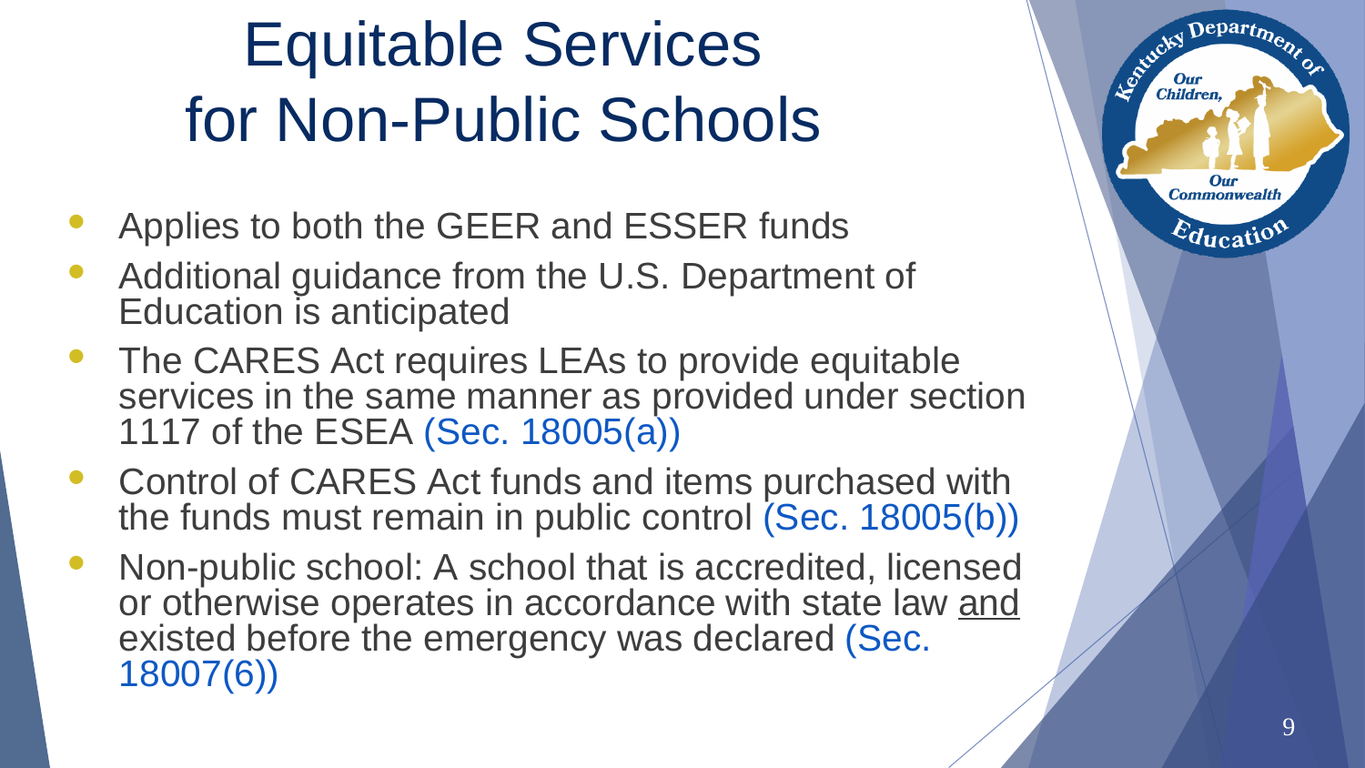# Equitable Services for Non-Public Schools

- Applies to both the GEER and ESSER funds
- Additional guidance from the U.S. Department of Education is anticipated
- The CARES Act requires LEAs to provide equitable services in the same manner as provided under section 1117 of the ESEA (Sec. 18005(a))
- Control of CARES Act funds and items purchased with the funds must remain in public control (Sec. 18005(b))
- Non-public school: A school that is accredited, licensed or otherwise operates in accordance with state law <u>and</u> existed before the emergency was declared (Sec. 18007(6))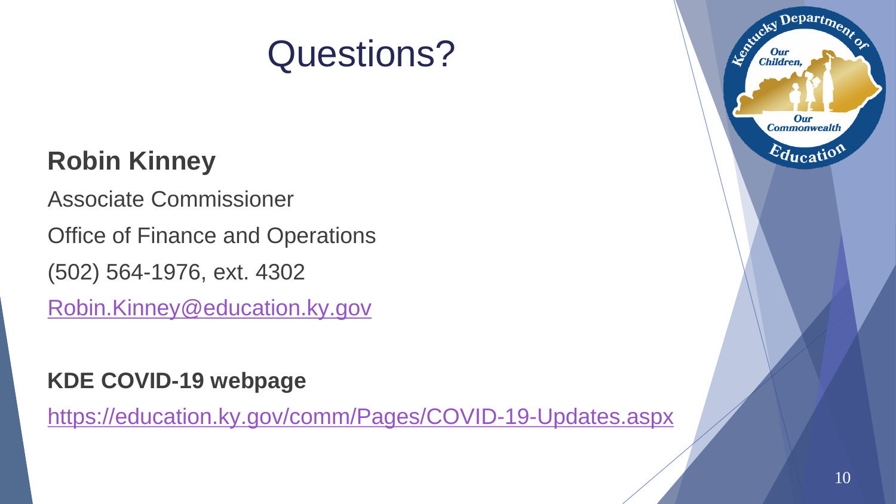# Questions?

**Robin Kinney**

Associate Commissioner

Office of Finance and Operations

(502) 564-1976, ext. 4302

Robin.Kinney@education.ky.gov

**KDE COVID-19 webpage**

https://education.ky.gov/comm/Pages/COVID-19-Updates.aspx